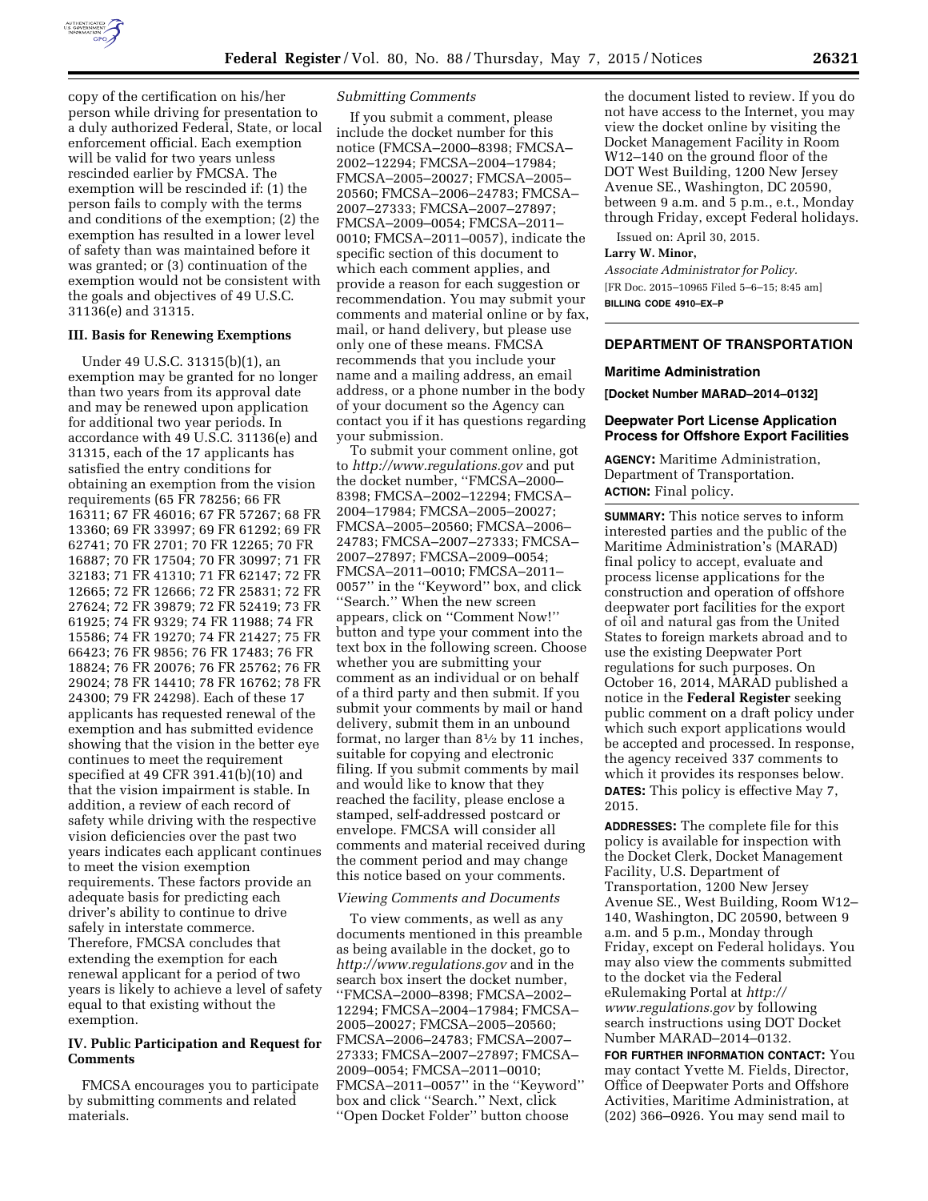copy of the certification on his/her person while driving for presentation to a duly authorized Federal, State, or local enforcement official. Each exemption will be valid for two years unless rescinded earlier by FMCSA. The exemption will be rescinded if: (1) the person fails to comply with the terms and conditions of the exemption; (2) the exemption has resulted in a lower level of safety than was maintained before it was granted; or (3) continuation of the exemption would not be consistent with the goals and objectives of 49 U.S.C. 31136(e) and 31315.

### III. Basis for Renewing Exemptions

Under 49 U.S.C. 31315(b)(1), an exemption may be granted for no longer than two years from its approval date and may be renewed upon application for additional two year periods. In accordance with 49 U.S.C. 31136(e) and 31315, each of the 17 applicants has satisfied the entry conditions for obtaining an exemption from the vision requirements (65 FR 78256; 66 FR 16311; 67 FR 46016; 67 FR 57267; 68 FR 13360; 69 FR 33997; 69 FR 61292; 69 FR 62741; 70 FR 2701; 70 FR 12265; 70 FR 16887; 70 FR 17504; 70 FR 30997; 71 FR 32183; 71 FR 41310; 71 FR 62147; 72 FR 12665; 72 FR 12666; 72 FR 25831; 72 FR 27624; 72 FR 39879; 72 FR 52419; 73 FR 61925; 74 FR 9329; 74 FR 11988; 74 FR 15586; 74 FR 19270; 74 FR 21427; 75 FR 66423; 76 FR 9856; 76 FR 17483; 76 FR 18824; 76 FR 20076; 76 FR 25762; 76 FR 29024; 78 FR 14410; 78 FR 16762; 78 FR 24300; 79 FR 24298). Each of these 17 applicants has requested renewal of the exemption and has submitted evidence showing that the vision in the better eye continues to meet the requirement specified at 49 CFR 391.41(b)(10) and that the vision impairment is stable. In addition, a review of each record of safety while driving with the respective vision deficiencies over the past two years indicates each applicant continues to meet the vision exemption requirements. These factors provide an adequate basis for predicting each driver's ability to continue to drive safely in interstate commerce. Therefore, FMCSA concludes that extending the exemption for each renewal applicant for a period of two years is likely to achieve a level of safety equal to that existing without the exemption.

### IV. Public Participation and Request for Comments

FMCSA encourages you to participate by submitting comments and related materials.

*Submitting Comments*

If you submit a comment, please include the docket number for this notice (FMCSA–2000–8398; FMCSA–2002–12294; FMCSA–2004–17984; FMCSA–2005–20027; FMCSA–2005–20560; FMCSA–2006–24783; FMCSA–2007–27333; FMCSA–2007–27897; FMCSA–2009–0054; FMCSA–2011–0010; FMCSA–2011–0057), indicate the specific section of this document to which each comment applies, and provide a reason for each suggestion or recommendation. You may submit your comments and material online or by fax, mail, or hand delivery, but please use only one of these means. FMCSA recommends that you include your name and a mailing address, an email address, or a phone number in the body of your document so the Agency can contact you if it has questions regarding your submission.

To submit your comment online, got to *http://www.regulations.gov* and put the docket number, "FMCSA–2000–8398; FMCSA–2002–12294; FMCSA–2004–17984; FMCSA–2005–20027; FMCSA–2005–20560; FMCSA–2006–24783; FMCSA–2007–27333; FMCSA–2007–27897; FMCSA–2009–0054; FMCSA–2011–0010; FMCSA–2011–0057" in the "Keyword" box, and click "Search." When the new screen appears, click on "Comment Now!" button and type your comment into the text box in the following screen. Choose whether you are submitting your comment as an individual or on behalf of a third party and then submit. If you submit your comments by mail or hand delivery, submit them in an unbound format, no larger than 8½ by 11 inches, suitable for copying and electronic filing. If you submit comments by mail and would like to know that they reached the facility, please enclose a stamped, self-addressed postcard or envelope. FMCSA will consider all comments and material received during the comment period and may change this notice based on your comments.

*Viewing Comments and Documents*

To view comments, as well as any documents mentioned in this preamble as being available in the docket, go to *http://www.regulations.gov* and in the search box insert the docket number, "FMCSA–2000–8398; FMCSA–2002–12294; FMCSA–2004–17984; FMCSA–2005–20027; FMCSA–2005–20560; FMCSA–2006–24783; FMCSA–2007–27333; FMCSA–2007–27897; FMCSA–2009–0054; FMCSA–2011–0010; FMCSA–2011–0057" in the "Keyword" box and click "Search." Next, click "Open Docket Folder" button choose the document listed to review. If you do not have access to the Internet, you may view the docket online by visiting the Docket Management Facility in Room W12–140 on the ground floor of the DOT West Building, 1200 New Jersey Avenue SE., Washington, DC 20590, between 9 a.m. and 5 p.m., e.t., Monday through Friday, except Federal holidays.

Issued on: April 30, 2015.

**Larry W. Minor,**

*Associate Administrator for Policy.*

[FR Doc. 2015–10965 Filed 5–6–15; 8:45 am]

**BILLING CODE 4910–EX–P**

---

## DEPARTMENT OF TRANSPORTATION

### Maritime Administration

**[Docket Number MARAD–2014–0132]**

### Deepwater Port License Application Process for Offshore Export Facilities

**AGENCY:** Maritime Administration, Department of Transportation.

**ACTION:** Final policy.

**SUMMARY:** This notice serves to inform interested parties and the public of the Maritime Administration's (MARAD) final policy to accept, evaluate and process license applications for the construction and operation of offshore deepwater port facilities for the export of oil and natural gas from the United States to foreign markets abroad and to use the existing Deepwater Port regulations for such purposes. On October 16, 2014, MARAD published a notice in the **Federal Register** seeking public comment on a draft policy under which such export applications would be accepted and processed. In response, the agency received 337 comments to which it provides its responses below.

**DATES:** This policy is effective May 7, 2015.

**ADDRESSES:** The complete file for this policy is available for inspection with the Docket Clerk, Docket Management Facility, U.S. Department of Transportation, 1200 New Jersey Avenue SE., West Building, Room W12–140, Washington, DC 20590, between 9 a.m. and 5 p.m., Monday through Friday, except on Federal holidays. You may also view the comments submitted to the docket via the Federal eRulemaking Portal at *http://www.regulations.gov* by following search instructions using DOT Docket Number MARAD–2014–0132.

**FOR FURTHER INFORMATION CONTACT:** You may contact Yvette M. Fields, Director, Office of Deepwater Ports and Offshore Activities, Maritime Administration, at (202) 366–0926. You may send mail to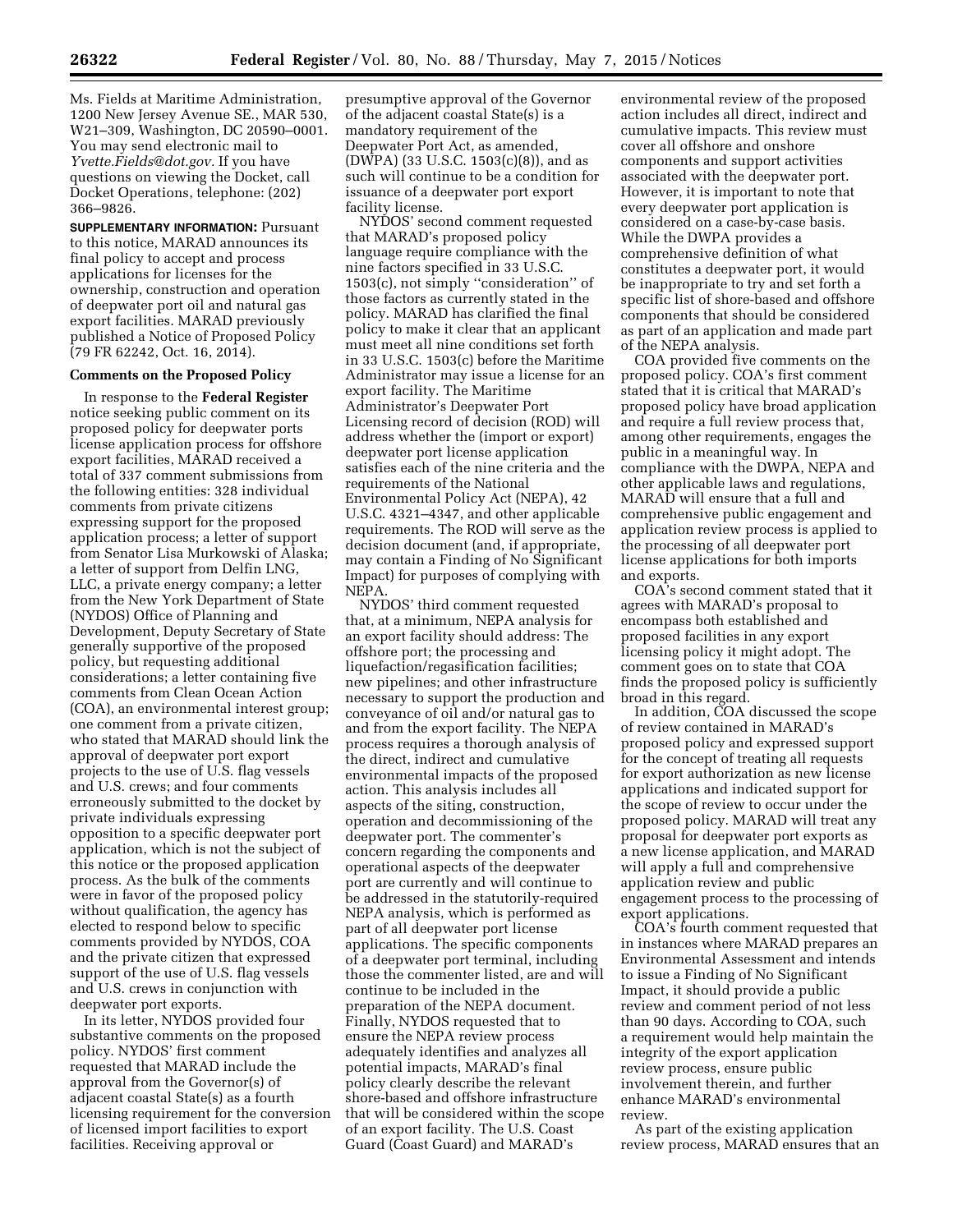Ms. Fields at Maritime Administration, 1200 New Jersey Avenue SE., MAR 530, W21–309, Washington, DC 20590–0001. You may send electronic mail to *Yvette.Fields@dot.gov.* If you have questions on viewing the Docket, call Docket Operations, telephone: (202) 366–9826.

**SUPPLEMENTARY INFORMATION:** Pursuant to this notice, MARAD announces its final policy to accept and process applications for licenses for the ownership, construction and operation of deepwater port oil and natural gas export facilities. MARAD previously published a Notice of Proposed Policy (79 FR 62242, Oct. 16, 2014).

**Comments on the Proposed Policy**

In response to the **Federal Register** notice seeking public comment on its proposed policy for deepwater ports license application process for offshore export facilities, MARAD received a total of 337 comment submissions from the following entities: 328 individual comments from private citizens expressing support for the proposed application process; a letter of support from Senator Lisa Murkowski of Alaska; a letter of support from Delfin LNG, LLC, a private energy company; a letter from the New York Department of State (NYDOS) Office of Planning and Development, Deputy Secretary of State generally supportive of the proposed policy, but requesting additional considerations; a letter containing five comments from Clean Ocean Action (COA), an environmental interest group; one comment from a private citizen, who stated that MARAD should link the approval of deepwater port export projects to the use of U.S. flag vessels and U.S. crews; and four comments erroneously submitted to the docket by private individuals expressing opposition to a specific deepwater port application, which is not the subject of this notice or the proposed application process. As the bulk of the comments were in favor of the proposed policy without qualification, the agency has elected to respond below to specific comments provided by NYDOS, COA and the private citizen that expressed support of the use of U.S. flag vessels and U.S. crews in conjunction with deepwater port exports.

In its letter, NYDOS provided four substantive comments on the proposed policy. NYDOS' first comment requested that MARAD include the approval from the Governor(s) of adjacent coastal State(s) as a fourth licensing requirement for the conversion of licensed import facilities to export facilities. Receiving approval or presumptive approval of the Governor of the adjacent coastal State(s) is a mandatory requirement of the Deepwater Port Act, as amended, (DWPA) (33 U.S.C. 1503(c)(8)), and as such will continue to be a condition for issuance of a deepwater port export facility license.

NYDOS' second comment requested that MARAD's proposed policy language require compliance with the nine factors specified in 33 U.S.C. 1503(c), not simply ''consideration'' of those factors as currently stated in the policy. MARAD has clarified the final policy to make it clear that an applicant must meet all nine conditions set forth in 33 U.S.C. 1503(c) before the Maritime Administrator may issue a license for an export facility. The Maritime Administrator's Deepwater Port Licensing record of decision (ROD) will address whether the (import or export) deepwater port license application satisfies each of the nine criteria and the requirements of the National Environmental Policy Act (NEPA), 42 U.S.C. 4321–4347, and other applicable requirements. The ROD will serve as the decision document (and, if appropriate, may contain a Finding of No Significant Impact) for purposes of complying with NEPA.

NYDOS' third comment requested that, at a minimum, NEPA analysis for an export facility should address: The offshore port; the processing and liquefaction/regasification facilities; new pipelines; and other infrastructure necessary to support the production and conveyance of oil and/or natural gas to and from the export facility. The NEPA process requires a thorough analysis of the direct, indirect and cumulative environmental impacts of the proposed action. This analysis includes all aspects of the siting, construction, operation and decommissioning of the deepwater port. The commenter's concern regarding the components and operational aspects of the deepwater port are currently and will continue to be addressed in the statutorily-required NEPA analysis, which is performed as part of all deepwater port license applications. The specific components of a deepwater port terminal, including those the commenter listed, are and will continue to be included in the preparation of the NEPA document. Finally, NYDOS requested that to ensure the NEPA review process adequately identifies and analyzes all potential impacts, MARAD's final policy clearly describe the relevant shore-based and offshore infrastructure that will be considered within the scope of an export facility. The U.S. Coast Guard (Coast Guard) and MARAD's environmental review of the proposed action includes all direct, indirect and cumulative impacts. This review must cover all offshore and onshore components and support activities associated with the deepwater port. However, it is important to note that every deepwater port application is considered on a case-by-case basis. While the DWPA provides a comprehensive definition of what constitutes a deepwater port, it would be inappropriate to try and set forth a specific list of shore-based and offshore components that should be considered as part of an application and made part of the NEPA analysis.

COA provided five comments on the proposed policy. COA's first comment stated that it is critical that MARAD's proposed policy have broad application and require a full review process that, among other requirements, engages the public in a meaningful way. In compliance with the DWPA, NEPA and other applicable laws and regulations, MARAD will ensure that a full and comprehensive public engagement and application review process is applied to the processing of all deepwater port license applications for both imports and exports.

COA's second comment stated that it agrees with MARAD's proposal to encompass both established and proposed facilities in any export licensing policy it might adopt. The comment goes on to state that COA finds the proposed policy is sufficiently broad in this regard.

In addition, COA discussed the scope of review contained in MARAD's proposed policy and expressed support for the concept of treating all requests for export authorization as new license applications and indicated support for the scope of review to occur under the proposed policy. MARAD will treat any proposal for deepwater port exports as a new license application, and MARAD will apply a full and comprehensive application review and public engagement process to the processing of export applications.

COA's fourth comment requested that in instances where MARAD prepares an Environmental Assessment and intends to issue a Finding of No Significant Impact, it should provide a public review and comment period of not less than 90 days. According to COA, such a requirement would help maintain the integrity of the export application review process, ensure public involvement therein, and further enhance MARAD's environmental review.

As part of the existing application review process, MARAD ensures that an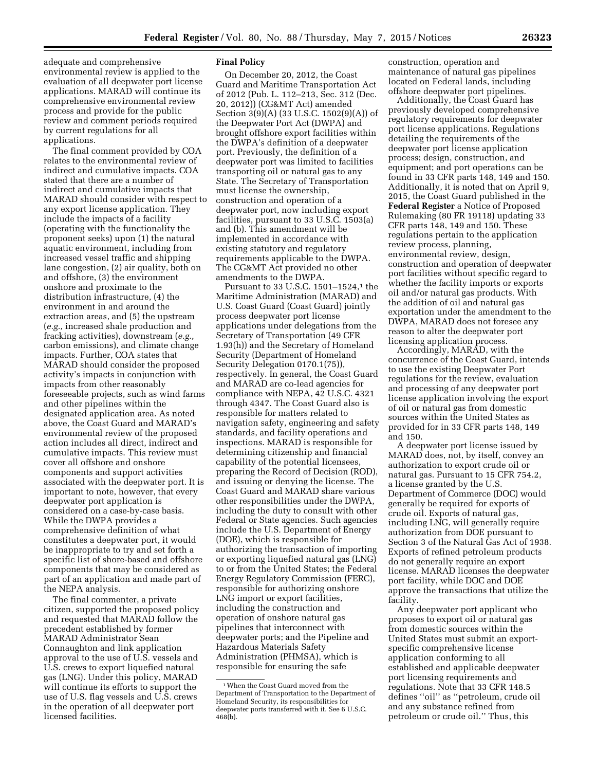adequate and comprehensive environmental review is applied to the evaluation of all deepwater port license applications. MARAD will continue its comprehensive environmental review process and provide for the public review and comment periods required by current regulations for all applications.

The final comment provided by COA relates to the environmental review of indirect and cumulative impacts. COA stated that there are a number of indirect and cumulative impacts that MARAD should consider with respect to any export license application. They include the impacts of a facility (operating with the functionality the proponent seeks) upon (1) the natural aquatic environment, including from increased vessel traffic and shipping lane congestion, (2) air quality, both on and offshore, (3) the environment onshore and proximate to the distribution infrastructure, (4) the environment in and around the extraction areas, and (5) the upstream (*e.g.,* increased shale production and fracking activities), downstream (*e.g.,* carbon emissions), and climate change impacts. Further, COA states that MARAD should consider the proposed activity's impacts in conjunction with impacts from other reasonably foreseeable projects, such as wind farms and other pipelines within the designated application area. As noted above, the Coast Guard and MARAD's environmental review of the proposed action includes all direct, indirect and cumulative impacts. This review must cover all offshore and onshore components and support activities associated with the deepwater port. It is important to note, however, that every deepwater port application is considered on a case-by-case basis. While the DWPA provides a comprehensive definition of what constitutes a deepwater port, it would be inappropriate to try and set forth a specific list of shore-based and offshore components that may be considered as part of an application and made part of the NEPA analysis.

The final commenter, a private citizen, supported the proposed policy and requested that MARAD follow the precedent established by former MARAD Administrator Sean Connaughton and link application approval to the use of U.S. vessels and U.S. crews to export liquefied natural gas (LNG). Under this policy, MARAD will continue its efforts to support the use of U.S. flag vessels and U.S. crews in the operation of all deepwater port licensed facilities.

**Final Policy**

On December 20, 2012, the Coast Guard and Maritime Transportation Act of 2012 (Pub. L. 112–213, Sec. 312 (Dec. 20, 2012)) (CG&MT Act) amended Section 3(9)(A) (33 U.S.C. 1502(9)(A)) of the Deepwater Port Act (DWPA) and brought offshore export facilities within the DWPA's definition of a deepwater port. Previously, the definition of a deepwater port was limited to facilities transporting oil or natural gas to any State. The Secretary of Transportation must license the ownership, construction and operation of a deepwater port, now including export facilities, pursuant to 33 U.S.C. 1503(a) and (b). This amendment will be implemented in accordance with existing statutory and regulatory requirements applicable to the DWPA. The CG&MT Act provided no other amendments to the DWPA.

Pursuant to 33 U.S.C. 1501–1524,[1] the Maritime Administration (MARAD) and U.S. Coast Guard (Coast Guard) jointly process deepwater port license applications under delegations from the Secretary of Transportation (49 CFR 1.93(h)) and the Secretary of Homeland Security (Department of Homeland Security Delegation 0170.1(75)), respectively. In general, the Coast Guard and MARAD are co-lead agencies for compliance with NEPA, 42 U.S.C. 4321 through 4347. The Coast Guard also is responsible for matters related to navigation safety, engineering and safety standards, and facility operations and inspections. MARAD is responsible for determining citizenship and financial capability of the potential licensees, preparing the Record of Decision (ROD), and issuing or denying the license. The Coast Guard and MARAD share various other responsibilities under the DWPA, including the duty to consult with other Federal or State agencies. Such agencies include the U.S. Department of Energy (DOE), which is responsible for authorizing the transaction of importing or exporting liquefied natural gas (LNG) to or from the United States; the Federal Energy Regulatory Commission (FERC), responsible for authorizing onshore LNG import or export facilities, including the construction and operation of onshore natural gas pipelines that interconnect with deepwater ports; and the Pipeline and Hazardous Materials Safety Administration (PHMSA), which is responsible for ensuring the safe construction, operation and maintenance of natural gas pipelines located on Federal lands, including offshore deepwater port pipelines.

Additionally, the Coast Guard has previously developed comprehensive regulatory requirements for deepwater port license applications. Regulations detailing the requirements of the deepwater port license application process; design, construction, and equipment; and port operations can be found in 33 CFR parts 148, 149 and 150. Additionally, it is noted that on April 9, 2015, the Coast Guard published in the **Federal Register** a Notice of Proposed Rulemaking (80 FR 19118) updating 33 CFR parts 148, 149 and 150. These regulations pertain to the application review process, planning, environmental review, design, construction and operation of deepwater port facilities without specific regard to whether the facility imports or exports oil and/or natural gas products. With the addition of oil and natural gas exportation under the amendment to the DWPA, MARAD does not foresee any reason to alter the deepwater port licensing application process.

Accordingly, MARAD, with the concurrence of the Coast Guard, intends to use the existing Deepwater Port regulations for the review, evaluation and processing of any deepwater port license application involving the export of oil or natural gas from domestic sources within the United States as provided for in 33 CFR parts 148, 149 and 150.

A deepwater port license issued by MARAD does, not, by itself, convey an authorization to export crude oil or natural gas. Pursuant to 15 CFR 754.2, a license granted by the U.S. Department of Commerce (DOC) would generally be required for exports of crude oil. Exports of natural gas, including LNG, will generally require authorization from DOE pursuant to Section 3 of the Natural Gas Act of 1938. Exports of refined petroleum products do not generally require an export license. MARAD licenses the deepwater port facility, while DOC and DOE approve the transactions that utilize the facility.

Any deepwater port applicant who proposes to export oil or natural gas from domestic sources within the United States must submit an export-specific comprehensive license application conforming to all established and applicable deepwater port licensing requirements and regulations. Note that 33 CFR 148.5 defines ''oil'' as ''petroleum, crude oil and any substance refined from petroleum or crude oil.'' Thus, this

[1] When the Coast Guard moved from the Department of Transportation to the Department of Homeland Security, its responsibilities for deepwater ports transferred with it. See 6 U.S.C. 468(b).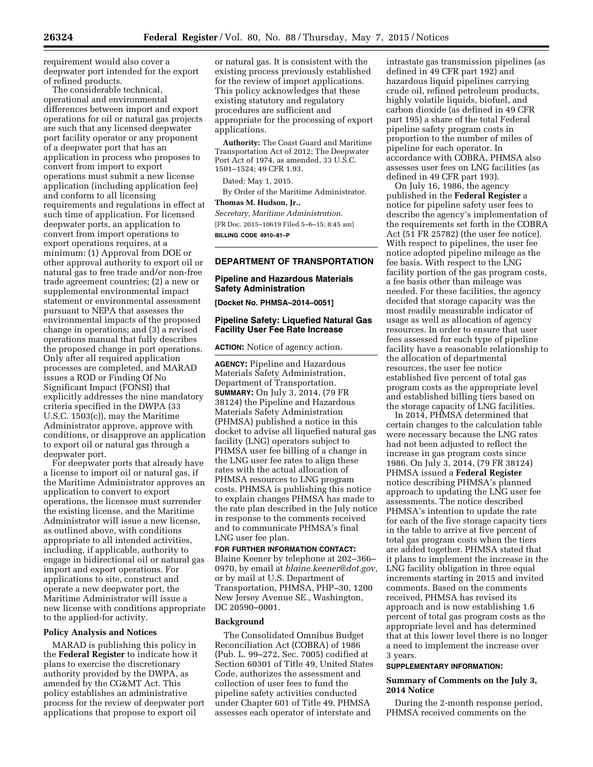requirement would also cover a deepwater port intended for the export of refined products.

The considerable technical, operational and environmental differences between import and export operations for oil or natural gas projects are such that any licensed deepwater port facility operator or any proponent of a deepwater port that has an application in process who proposes to convert from import to export operations must submit a new license application (including application fee) and conform to all licensing requirements and regulations in effect at such time of application. For licensed deepwater ports, an application to convert from import operations to export operations requires, at a minimum: (1) Approval from DOE or other approval authority to export oil or natural gas to free trade and/or non-free trade agreement countries; (2) a new or supplemental environmental impact statement or environmental assessment pursuant to NEPA that assesses the environmental impacts of the proposed change in operations; and (3) a revised operations manual that fully describes the proposed change in port operations. Only after all required application processes are completed, and MARAD issues a ROD or Finding Of No Significant Impact (FONSI) that explicitly addresses the nine mandatory criteria specified in the DWPA (33 U.S.C. 1503(c)), may the Maritime Administrator approve, approve with conditions, or disapprove an application to export oil or natural gas through a deepwater port.

For deepwater ports that already have a license to import oil or natural gas, if the Maritime Administrator approves an application to convert to export operations, the licensee must surrender the existing license, and the Maritime Administrator will issue a new license, as outlined above, with conditions appropriate to all intended activities, including, if applicable, authority to engage in bidirectional oil or natural gas import and export operations. For applications to site, construct and operate a new deepwater port, the Maritime Administrator will issue a new license with conditions appropriate to the applied-for activity.

**Policy Analysis and Notices**

MARAD is publishing this policy in the **Federal Register** to indicate how it plans to exercise the discretionary authority provided by the DWPA, as amended by the CG&MT Act. This policy establishes an administrative process for the review of deepwater port applications that propose to export oil or natural gas. It is consistent with the existing process previously established for the review of import applications. This policy acknowledges that these existing statutory and regulatory procedures are sufficient and appropriate for the processing of export applications.

**Authority:** The Coast Guard and Maritime Transportation Act of 2012; The Deepwater Port Act of 1974, as amended, 33 U.S.C. 1501–1524; 49 CFR 1.93.

Dated: May 1, 2015.

By Order of the Maritime Administrator.

**Thomas M. Hudson, Jr.,**

*Secretary, Maritime Administration.*

[FR Doc. 2015–10619 Filed 5–6–15; 8:45 am]

**BILLING CODE 4910–81–P**

---

## DEPARTMENT OF TRANSPORTATION

### Pipeline and Hazardous Materials Safety Administration

**[Docket No. PHMSA–2014–0051]**

### Pipeline Safety: Liquefied Natural Gas Facility User Fee Rate Increase

**ACTION:** Notice of agency action.

**AGENCY:** Pipeline and Hazardous Materials Safety Administration, Department of Transportation.

**SUMMARY:** On July 3, 2014, (79 FR 38124) the Pipeline and Hazardous Materials Safety Administration (PHMSA) published a notice in this docket to advise all liquefied natural gas facility (LNG) operators subject to PHMSA user fee billing of a change in the LNG user fee rates to align these rates with the actual allocation of PHMSA resources to LNG program costs. PHMSA is publishing this notice to explain changes PHMSA has made to the rate plan described in the July notice in response to the comments received and to communicate PHMSA's final LNG user fee plan.

**FOR FURTHER INFORMATION CONTACT:** Blaine Keener by telephone at 202–366–0970, by email at *blaine.keener@dot.gov,* or by mail at U.S. Department of Transportation, PHMSA, PHP–30, 1200 New Jersey Avenue SE., Washington, DC 20590–0001.

**Background**

The Consolidated Omnibus Budget Reconciliation Act (COBRA) of 1986 (Pub. L. 99–272, Sec. 7005) codified at Section 60301 of Title 49, United States Code, authorizes the assessment and collection of user fees to fund the pipeline safety activities conducted under Chapter 601 of Title 49. PHMSA assesses each operator of interstate and intrastate gas transmission pipelines (as defined in 49 CFR part 192) and hazardous liquid pipelines carrying crude oil, refined petroleum products, highly volatile liquids, biofuel, and carbon dioxide (as defined in 49 CFR part 195) a share of the total Federal pipeline safety program costs in proportion to the number of miles of pipeline for each operator. In accordance with COBRA, PHMSA also assesses user fees on LNG facilities (as defined in 49 CFR part 193).

On July 16, 1986, the agency published in the **Federal Register** a notice for pipeline safety user fees to describe the agency's implementation of the requirements set forth in the COBRA Act (51 FR 25782) (the user fee notice). With respect to pipelines, the user fee notice adopted pipeline mileage as the fee basis. With respect to the LNG facility portion of the gas program costs, a fee basis other than mileage was needed. For these facilities, the agency decided that storage capacity was the most readily measurable indicator of usage as well as allocation of agency resources. In order to ensure that user fees assessed for each type of pipeline facility have a reasonable relationship to the allocation of departmental resources, the user fee notice established five percent of total gas program costs as the appropriate level and established billing tiers based on the storage capacity of LNG facilities.

In 2014, PHMSA determined that certain changes to the calculation table were necessary because the LNG rates had not been adjusted to reflect the increase in gas program costs since 1986. On July 3, 2014, (79 FR 38124) PHMSA issued a **Federal Register** notice describing PHMSA's planned approach to updating the LNG user fee assessments. The notice described PHMSA's intention to update the rate for each of the five storage capacity tiers in the table to arrive at five percent of total gas program costs when the tiers are added together. PHMSA stated that it plans to implement the increase in the LNG facility obligation in three equal increments starting in 2015 and invited comments. Based on the comments received, PHMSA has revised its approach and is now establishing 1.6 percent of total gas program costs as the appropriate level and has determined that at this lower level there is no longer a need to implement the increase over 3 years.

**SUPPLEMENTARY INFORMATION:**

**Summary of Comments on the July 3, 2014 Notice**

During the 2-month response period, PHMSA received comments on the